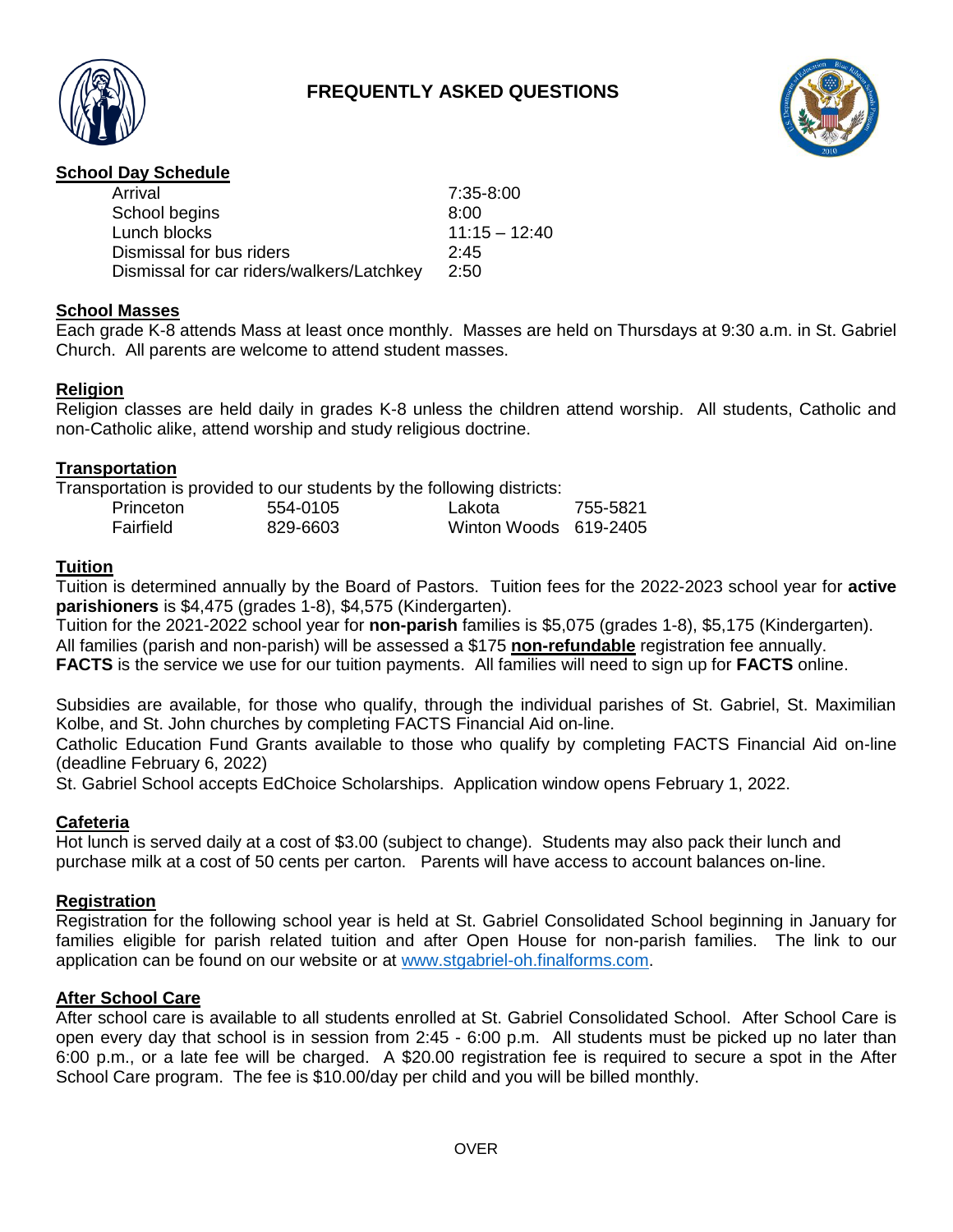# FREQUENTLY ASKED QUESTIONS

## School Day Schedule

| | |
|---|---|
| Arrival | 7:35-8:00 |
| School begins | 8:00 |
| Lunch blocks | 11:15 – 12:40 |
| Dismissal for bus riders | 2:45 |
| Dismissal for car riders/walkers/Latchkey | 2:50 |

## School Masses

Each grade K-8 attends Mass at least once monthly. Masses are held on Thursdays at 9:30 a.m. in St. Gabriel Church. All parents are welcome to attend student masses.

## Religion

Religion classes are held daily in grades K-8 unless the children attend worship. All students, Catholic and non-Catholic alike, attend worship and study religious doctrine.

## Transportation

Transportation is provided to our students by the following districts:

| | | | |
|---|---|---|---|
| Princeton | 554-0105 | Lakota | 755-5821 |
| Fairfield | 829-6603 | Winton Woods | 619-2405 |

## Tuition

Tuition is determined annually by the Board of Pastors. Tuition fees for the 2022-2023 school year for **active parishioners** is $4,475 (grades 1-8), $4,575 (Kindergarten).

Tuition for the 2021-2022 school year for **non-parish** families is $5,075 (grades 1-8), $5,175 (Kindergarten).

All families (parish and non-parish) will be assessed a $175 **non-refundable** registration fee annually.

**FACTS** is the service we use for our tuition payments. All families will need to sign up for **FACTS** online.

Subsidies are available, for those who qualify, through the individual parishes of St. Gabriel, St. Maximilian Kolbe, and St. John churches by completing FACTS Financial Aid on-line.

Catholic Education Fund Grants available to those who qualify by completing FACTS Financial Aid on-line (deadline February 6, 2022)

St. Gabriel School accepts EdChoice Scholarships. Application window opens February 1, 2022.

## Cafeteria

Hot lunch is served daily at a cost of $3.00 (subject to change). Students may also pack their lunch and purchase milk at a cost of 50 cents per carton. Parents will have access to account balances on-line.

## Registration

Registration for the following school year is held at St. Gabriel Consolidated School beginning in January for families eligible for parish related tuition and after Open House for non-parish families. The link to our application can be found on our website or at www.stgabriel-oh.finalforms.com.

## After School Care

After school care is available to all students enrolled at St. Gabriel Consolidated School. After School Care is open every day that school is in session from 2:45 - 6:00 p.m. All students must be picked up no later than 6:00 p.m., or a late fee will be charged. A $20.00 registration fee is required to secure a spot in the After School Care program. The fee is $10.00/day per child and you will be billed monthly.

OVER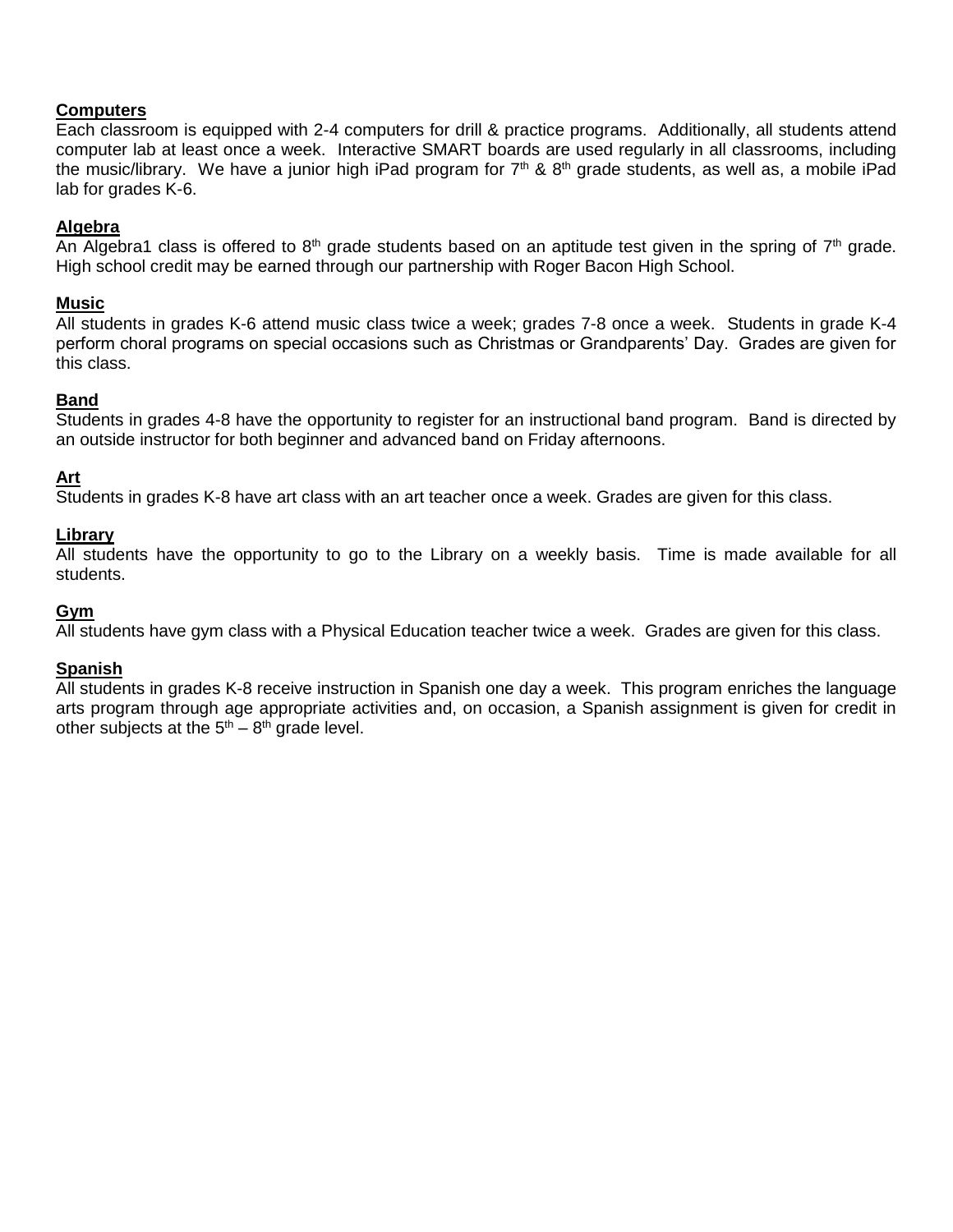**Computers**

Each classroom is equipped with 2-4 computers for drill & practice programs. Additionally, all students attend computer lab at least once a week. Interactive SMART boards are used regularly in all classrooms, including the music/library. We have a junior high iPad program for 7th & 8th grade students, as well as, a mobile iPad lab for grades K-6.

**Algebra**

An Algebra1 class is offered to 8th grade students based on an aptitude test given in the spring of 7th grade. High school credit may be earned through our partnership with Roger Bacon High School.

**Music**

All students in grades K-6 attend music class twice a week; grades 7-8 once a week. Students in grade K-4 perform choral programs on special occasions such as Christmas or Grandparents' Day. Grades are given for this class.

**Band**

Students in grades 4-8 have the opportunity to register for an instructional band program. Band is directed by an outside instructor for both beginner and advanced band on Friday afternoons.

**Art**

Students in grades K-8 have art class with an art teacher once a week. Grades are given for this class.

**Library**

All students have the opportunity to go to the Library on a weekly basis. Time is made available for all students.

**Gym**

All students have gym class with a Physical Education teacher twice a week. Grades are given for this class.

**Spanish**

All students in grades K-8 receive instruction in Spanish one day a week. This program enriches the language arts program through age appropriate activities and, on occasion, a Spanish assignment is given for credit in other subjects at the 5th – 8th grade level.